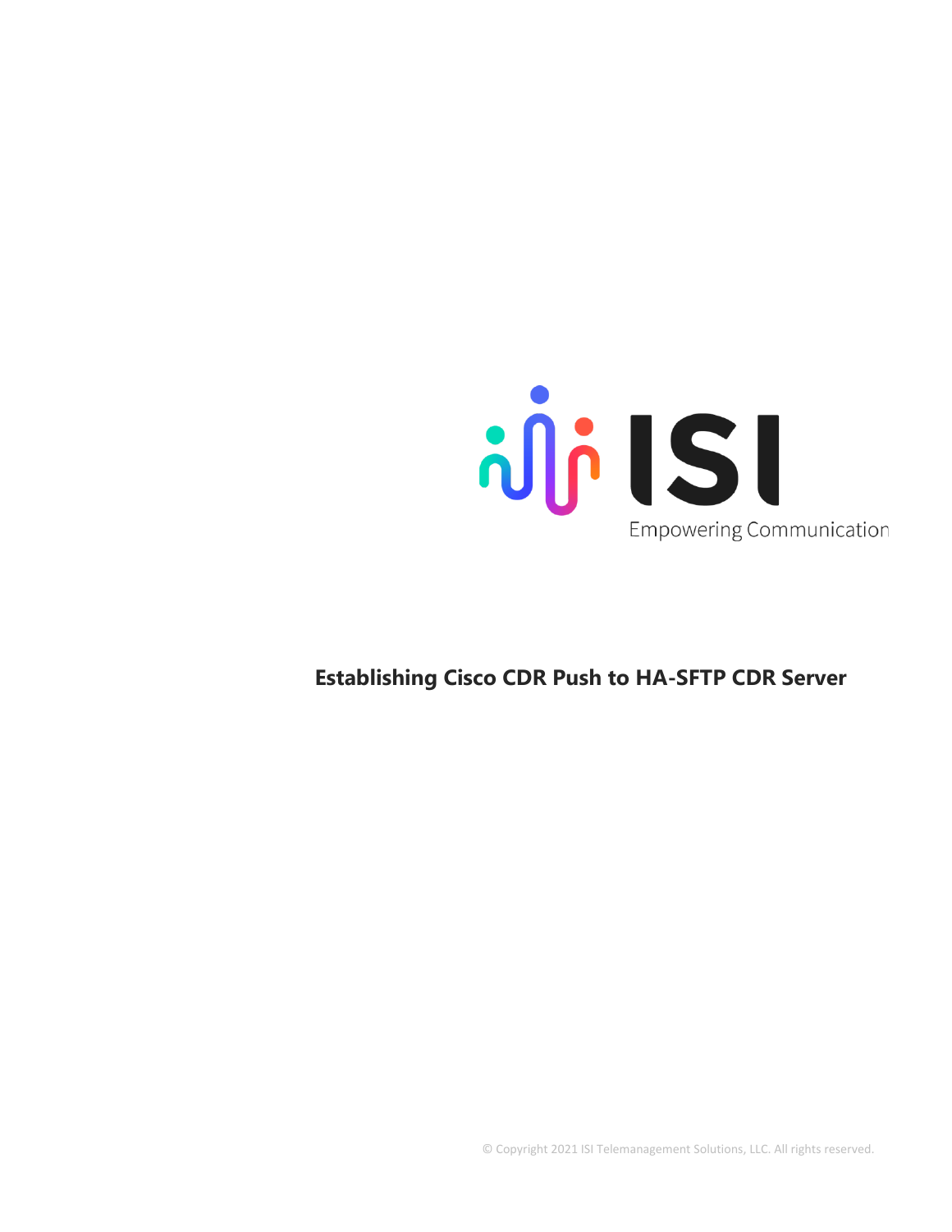ISI

Empowering Communication

# Establishing Cisco CDR Push to HA-SFTP CDR Server

© Copyright 2021 ISI Telemanagement Solutions, LLC. All rights reserved.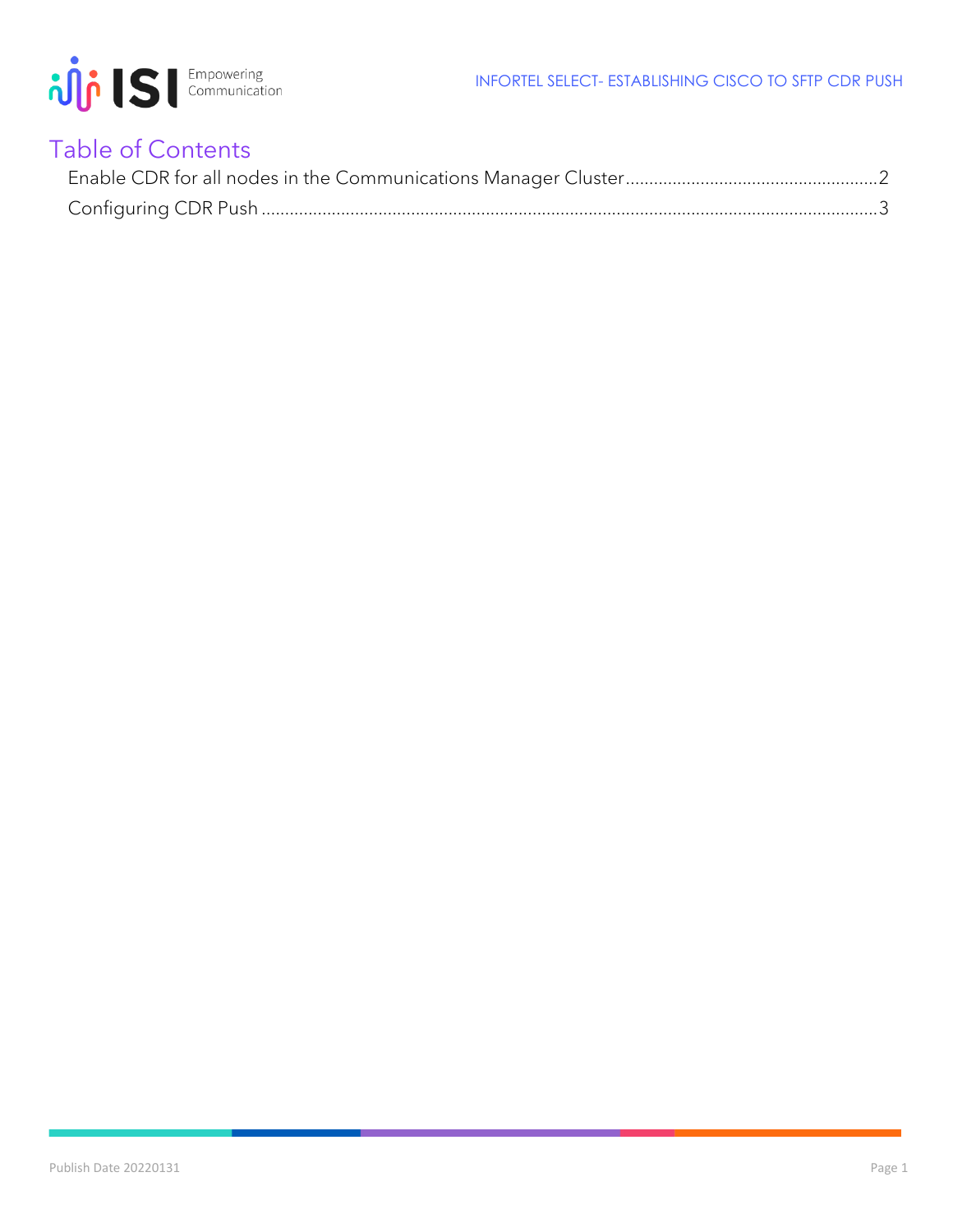# Table of Contents

Enable CDR for all nodes in the Communications Manager Cluster ........ 2

Configuring CDR Push ........ 3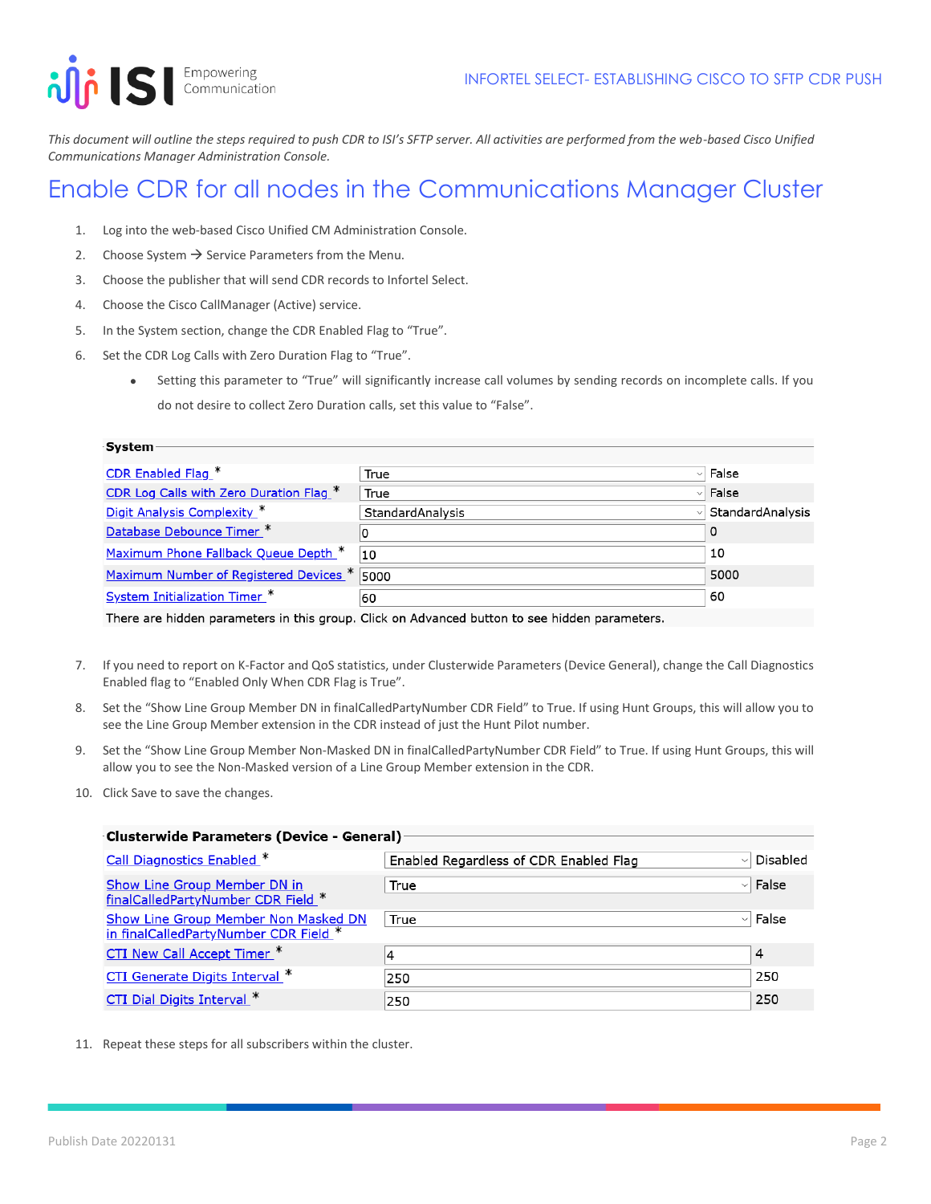*This document will outline the steps required to push CDR to ISI's SFTP server. All activities are performed from the web-based Cisco Unified Communications Manager Administration Console.*

# Enable CDR for all nodes in the Communications Manager Cluster

1. Log into the web-based Cisco Unified CM Administration Console.
2. Choose System → Service Parameters from the Menu.
3. Choose the publisher that will send CDR records to Infortel Select.
4. Choose the Cisco CallManager (Active) service.
5. In the System section, change the CDR Enabled Flag to "True".
6. Set the CDR Log Calls with Zero Duration Flag to "True".
    - Setting this parameter to "True" will significantly increase call volumes by sending records on incomplete calls. If you do not desire to collect Zero Duration calls, set this value to "False".

**System**

| Parameter | Value | Default |
|---|---|---|
| CDR Enabled Flag * | True | False |
| CDR Log Calls with Zero Duration Flag * | True | False |
| Digit Analysis Complexity * | StandardAnalysis | StandardAnalysis |
| Database Debounce Timer * | 0 | 0 |
| Maximum Phone Fallback Queue Depth * | 10 | 10 |
| Maximum Number of Registered Devices * | 5000 | 5000 |
| System Initialization Timer * | 60 | 60 |

There are hidden parameters in this group. Click on Advanced button to see hidden parameters.

7. If you need to report on K-Factor and QoS statistics, under Clusterwide Parameters (Device General), change the Call Diagnostics Enabled flag to "Enabled Only When CDR Flag is True".
8. Set the "Show Line Group Member DN in finalCalledPartyNumber CDR Field" to True. If using Hunt Groups, this will allow you to see the Line Group Member extension in the CDR instead of just the Hunt Pilot number.
9. Set the "Show Line Group Member Non-Masked DN in finalCalledPartyNumber CDR Field" to True. If using Hunt Groups, this will allow you to see the Non-Masked version of a Line Group Member extension in the CDR.
10. Click Save to save the changes.

**Clusterwide Parameters (Device - General)**

| Parameter | Value | Default |
|---|---|---|
| Call Diagnostics Enabled * | Enabled Regardless of CDR Enabled Flag | Disabled |
| Show Line Group Member DN in finalCalledPartyNumber CDR Field * | True | False |
| Show Line Group Member Non Masked DN in finalCalledPartyNumber CDR Field * | True | False |
| CTI New Call Accept Timer * | 4 | 4 |
| CTI Generate Digits Interval * | 250 | 250 |
| CTI Dial Digits Interval * | 250 | 250 |

11. Repeat these steps for all subscribers within the cluster.

Publish Date 20220131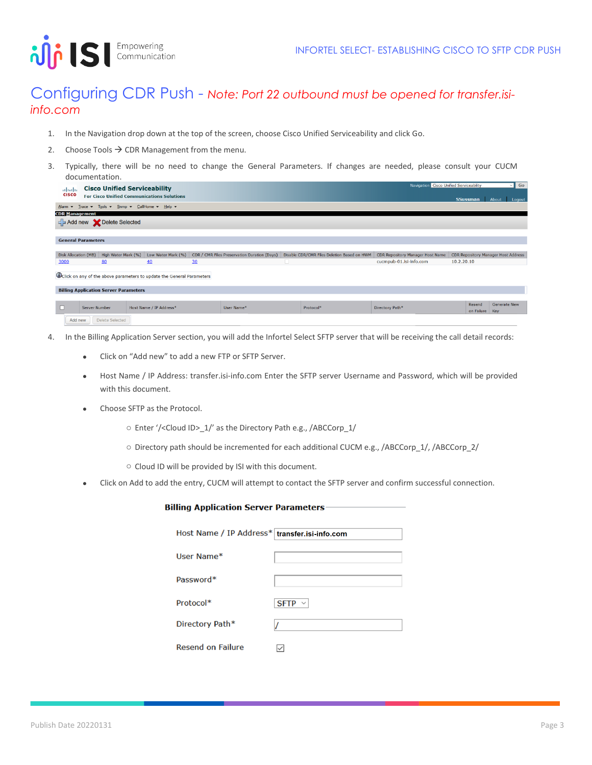## Configuring CDR Push - *Note: Port 22 outbound must be opened for transfer.isi-info.com*

1. In the Navigation drop down at the top of the screen, choose Cisco Unified Serviceability and click Go.
2. Choose Tools → CDR Management from the menu.
3. Typically, there will be no need to change the General Parameters. If changes are needed, please consult your CUCM documentation.

Cisco Unified Serviceability
For Cisco Unified Communications Solutions

Navigation Cisco Unified Serviceability Go

SSussman | About | Logout

Alarm ▾ Trace ▾ Tools ▾ Snmp ▾ CallHome ▾ Help ▾

CDR Management

Add new Delete Selected

**General Parameters**

| Disk Allocation (MB) | High Water Mark (%) | Low Water Mark (%) | CDR / CMR Files Preservation Duration (Days) | Disable CDR/CMR Files Deletion Based on HWM | CDR Repository Manager Host Name | CDR Repository Manager Host Address |
|---|---|---|---|---|---|---|
| 3000 | 80 | 40 | 30 | | cucmpub-01.isi-info.com | 10.2.20.10 |

Click on any of the above parameters to update the General Parameters

**Billing Application Server Parameters**

| | Server Number | Host Name / IP Address* | User Name* | Protocol* | Directory Path* | Resend on Failure | Generate New Key |
|---|---|---|---|---|---|---|---|

Add new Delete Selected

4. In the Billing Application Server section, you will add the Infortel Select SFTP server that will be receiving the call detail records:
   - Click on "Add new" to add a new FTP or SFTP Server.
   - Host Name / IP Address: transfer.isi-info.com Enter the SFTP server Username and Password, which will be provided with this document.
   - Choose SFTP as the Protocol.
     - Enter '/<Cloud ID>_1/' as the Directory Path e.g., /ABCCorp_1/
     - Directory path should be incremented for each additional CUCM e.g., /ABCCorp_1/, /ABCCorp_2/
     - Cloud ID will be provided by ISI with this document.
   - Click on Add to add the entry, CUCM will attempt to contact the SFTP server and confirm successful connection.

**Billing Application Server Parameters**

Host Name / IP Address* transfer.isi-info.com

User Name*

Password*

Protocol* SFTP

Directory Path* /

Resend on Failure ☑